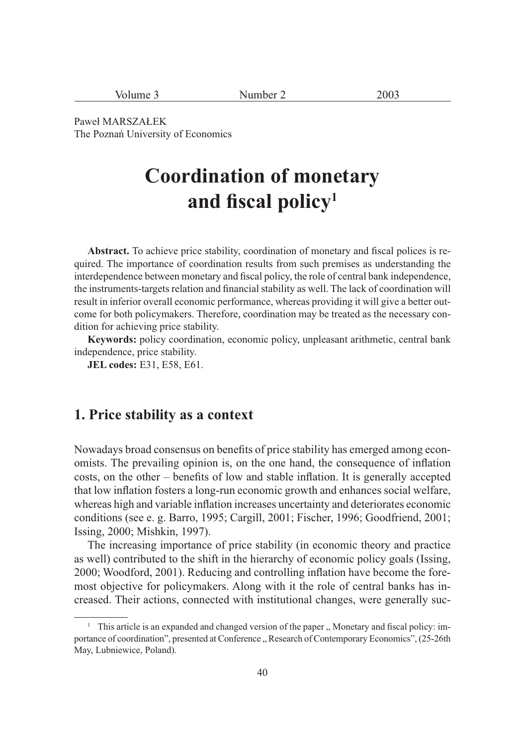Paweł MARSZAŁEK
The Poznań University of Economics

# Coordination of monetary and fiscal policy[1]

**Abstract.** To achieve price stability, coordination of monetary and fiscal polices is required. The importance of coordination results from such premises as understanding the interdependence between monetary and fiscal policy, the role of central bank independence, the instruments-targets relation and financial stability as well. The lack of coordination will result in inferior overall economic performance, whereas providing it will give a better outcome for both policymakers. Therefore, coordination may be treated as the necessary condition for achieving price stability.

**Keywords:** policy coordination, economic policy, unpleasant arithmetic, central bank independence, price stability.

**JEL codes:** E31, E58, E61.

## 1. Price stability as a context

Nowadays broad consensus on benefits of price stability has emerged among economists. The prevailing opinion is, on the one hand, the consequence of inflation costs, on the other – benefits of low and stable inflation. It is generally accepted that low inflation fosters a long-run economic growth and enhances social welfare, whereas high and variable inflation increases uncertainty and deteriorates economic conditions (see e. g. Barro, 1995; Cargill, 2001; Fischer, 1996; Goodfriend, 2001; Issing, 2000; Mishkin, 1997).

The increasing importance of price stability (in economic theory and practice as well) contributed to the shift in the hierarchy of economic policy goals (Issing, 2000; Woodford, 2001). Reducing and controlling inflation have become the foremost objective for policymakers. Along with it the role of central banks has increased. Their actions, connected with institutional changes, were generally suc-

[1] This article is an expanded and changed version of the paper „ Monetary and fiscal policy: importance of coordination", presented at Conference „ Research of Contemporary Economics", (25-26th May, Lubniewice, Poland).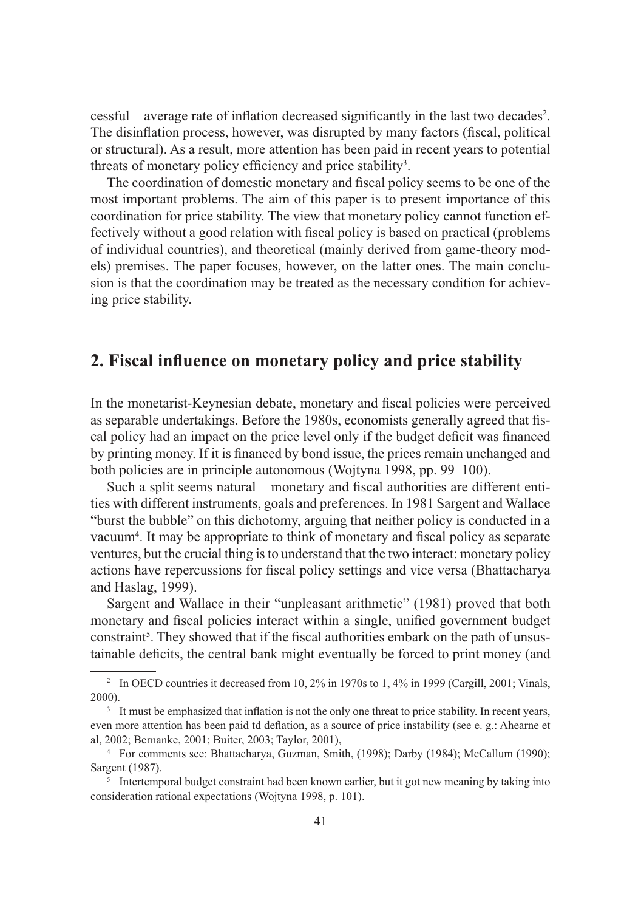cessful – average rate of inflation decreased significantly in the last two decades[2]. The disinflation process, however, was disrupted by many factors (fiscal, political or structural). As a result, more attention has been paid in recent years to potential threats of monetary policy efficiency and price stability[3].

The coordination of domestic monetary and fiscal policy seems to be one of the most important problems. The aim of this paper is to present importance of this coordination for price stability. The view that monetary policy cannot function effectively without a good relation with fiscal policy is based on practical (problems of individual countries), and theoretical (mainly derived from game-theory models) premises. The paper focuses, however, on the latter ones. The main conclusion is that the coordination may be treated as the necessary condition for achieving price stability.

## 2. Fiscal influence on monetary policy and price stability

In the monetarist-Keynesian debate, monetary and fiscal policies were perceived as separable undertakings. Before the 1980s, economists generally agreed that fiscal policy had an impact on the price level only if the budget deficit was financed by printing money. If it is financed by bond issue, the prices remain unchanged and both policies are in principle autonomous (Wojtyna 1998, pp. 99–100).

Such a split seems natural – monetary and fiscal authorities are different entities with different instruments, goals and preferences. In 1981 Sargent and Wallace "burst the bubble" on this dichotomy, arguing that neither policy is conducted in a vacuum[4]. It may be appropriate to think of monetary and fiscal policy as separate ventures, but the crucial thing is to understand that the two interact: monetary policy actions have repercussions for fiscal policy settings and vice versa (Bhattacharya and Haslag, 1999).

Sargent and Wallace in their "unpleasant arithmetic" (1981) proved that both monetary and fiscal policies interact within a single, unified government budget constraint[5]. They showed that if the fiscal authorities embark on the path of unsustainable deficits, the central bank might eventually be forced to print money (and

---

[2] In OECD countries it decreased from 10, 2% in 1970s to 1, 4% in 1999 (Cargill, 2001; Vinals, 2000).

[3] It must be emphasized that inflation is not the only one threat to price stability. In recent years, even more attention has been paid td deflation, as a source of price instability (see e. g.: Ahearne et al, 2002; Bernanke, 2001; Buiter, 2003; Taylor, 2001),

[4] For comments see: Bhattacharya, Guzman, Smith, (1998); Darby (1984); McCallum (1990); Sargent (1987).

[5] Intertemporal budget constraint had been known earlier, but it got new meaning by taking into consideration rational expectations (Wojtyna 1998, p. 101).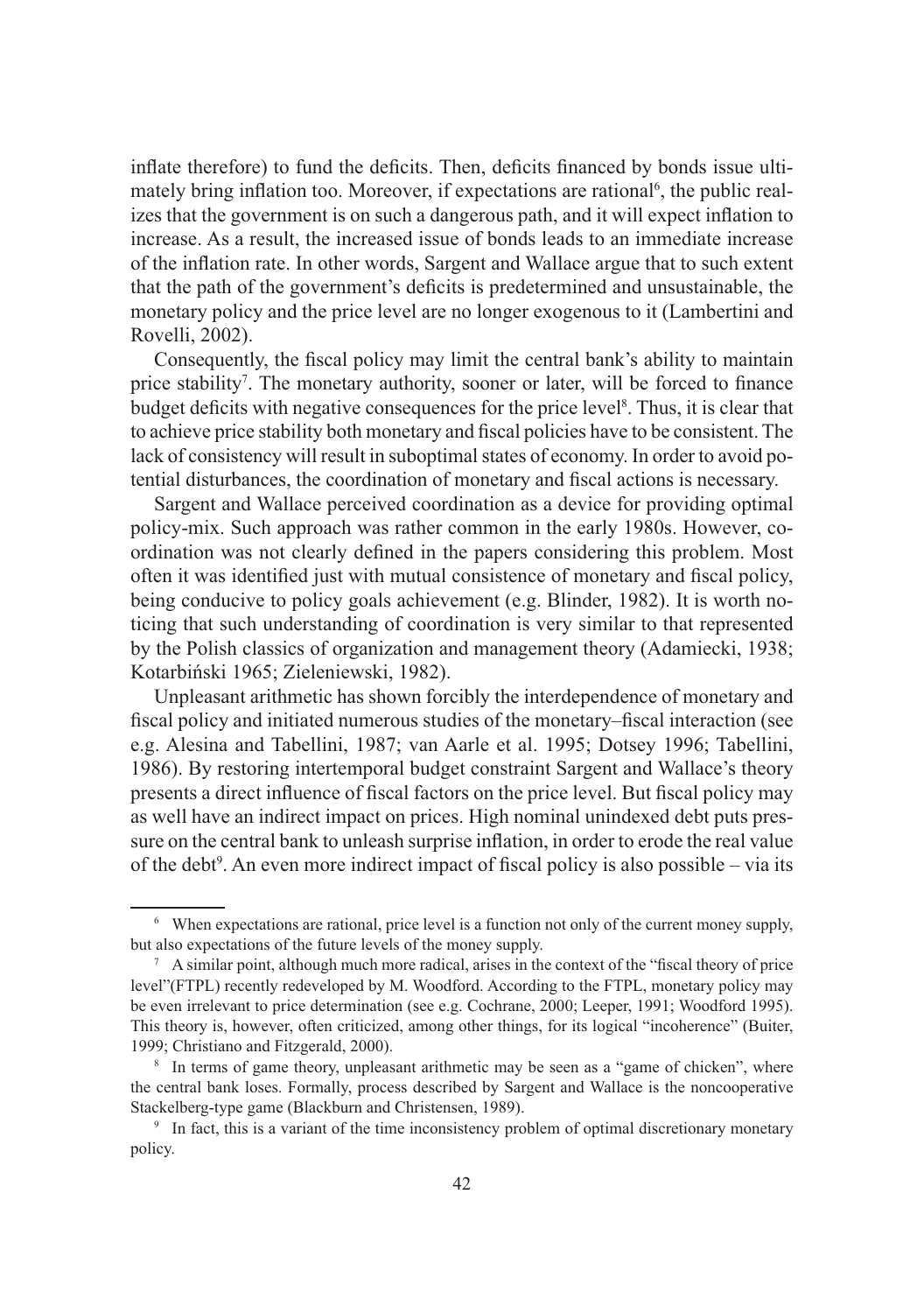inflate therefore) to fund the deficits. Then, deficits financed by bonds issue ultimately bring inflation too. Moreover, if expectations are rational[6], the public realizes that the government is on such a dangerous path, and it will expect inflation to increase. As a result, the increased issue of bonds leads to an immediate increase of the inflation rate. In other words, Sargent and Wallace argue that to such extent that the path of the government's deficits is predetermined and unsustainable, the monetary policy and the price level are no longer exogenous to it (Lambertini and Rovelli, 2002).

Consequently, the fiscal policy may limit the central bank's ability to maintain price stability[7]. The monetary authority, sooner or later, will be forced to finance budget deficits with negative consequences for the price level[8]. Thus, it is clear that to achieve price stability both monetary and fiscal policies have to be consistent. The lack of consistency will result in suboptimal states of economy. In order to avoid potential disturbances, the coordination of monetary and fiscal actions is necessary.

Sargent and Wallace perceived coordination as a device for providing optimal policy-mix. Such approach was rather common in the early 1980s. However, coordination was not clearly defined in the papers considering this problem. Most often it was identified just with mutual consistence of monetary and fiscal policy, being conducive to policy goals achievement (e.g. Blinder, 1982). It is worth noticing that such understanding of coordination is very similar to that represented by the Polish classics of organization and management theory (Adamiecki, 1938; Kotarbiński 1965; Zieleniewski, 1982).

Unpleasant arithmetic has shown forcibly the interdependence of monetary and fiscal policy and initiated numerous studies of the monetary–fiscal interaction (see e.g. Alesina and Tabellini, 1987; van Aarle et al. 1995; Dotsey 1996; Tabellini, 1986). By restoring intertemporal budget constraint Sargent and Wallace's theory presents a direct influence of fiscal factors on the price level. But fiscal policy may as well have an indirect impact on prices. High nominal unindexed debt puts pressure on the central bank to unleash surprise inflation, in order to erode the real value of the debt[9]. An even more indirect impact of fiscal policy is also possible – via its

---

[6] When expectations are rational, price level is a function not only of the current money supply, but also expectations of the future levels of the money supply.

[7] A similar point, although much more radical, arises in the context of the "fiscal theory of price level"(FTPL) recently redeveloped by M. Woodford. According to the FTPL, monetary policy may be even irrelevant to price determination (see e.g. Cochrane, 2000; Leeper, 1991; Woodford 1995). This theory is, however, often criticized, among other things, for its logical "incoherence" (Buiter, 1999; Christiano and Fitzgerald, 2000).

[8] In terms of game theory, unpleasant arithmetic may be seen as a "game of chicken", where the central bank loses. Formally, process described by Sargent and Wallace is the noncooperative Stackelberg-type game (Blackburn and Christensen, 1989).

[9] In fact, this is a variant of the time inconsistency problem of optimal discretionary monetary policy.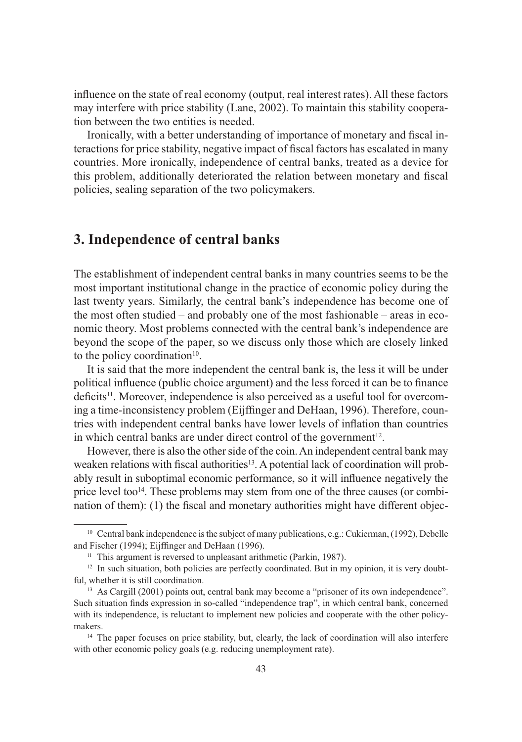influence on the state of real economy (output, real interest rates). All these factors may interfere with price stability (Lane, 2002). To maintain this stability cooperation between the two entities is needed.

Ironically, with a better understanding of importance of monetary and fiscal interactions for price stability, negative impact of fiscal factors has escalated in many countries. More ironically, independence of central banks, treated as a device for this problem, additionally deteriorated the relation between monetary and fiscal policies, sealing separation of the two policymakers.

## 3. Independence of central banks

The establishment of independent central banks in many countries seems to be the most important institutional change in the practice of economic policy during the last twenty years. Similarly, the central bank's independence has become one of the most often studied – and probably one of the most fashionable – areas in economic theory. Most problems connected with the central bank's independence are beyond the scope of the paper, so we discuss only those which are closely linked to the policy coordination[10].

It is said that the more independent the central bank is, the less it will be under political influence (public choice argument) and the less forced it can be to finance deficits[11]. Moreover, independence is also perceived as a useful tool for overcoming a time-inconsistency problem (Eijffinger and DeHaan, 1996). Therefore, countries with independent central banks have lower levels of inflation than countries in which central banks are under direct control of the government[12].

However, there is also the other side of the coin. An independent central bank may weaken relations with fiscal authorities[13]. A potential lack of coordination will probably result in suboptimal economic performance, so it will influence negatively the price level too[14]. These problems may stem from one of the three causes (or combination of them): (1) the fiscal and monetary authorities might have different objec-

---

[10] Central bank independence is the subject of many publications, e.g.: Cukierman, (1992), Debelle and Fischer (1994); Eijffinger and DeHaan (1996).

[11] This argument is reversed to unpleasant arithmetic (Parkin, 1987).

[12] In such situation, both policies are perfectly coordinated. But in my opinion, it is very doubtful, whether it is still coordination.

[13] As Cargill (2001) points out, central bank may become a "prisoner of its own independence". Such situation finds expression in so-called "independence trap", in which central bank, concerned with its independence, is reluctant to implement new policies and cooperate with the other policymakers.

[14] The paper focuses on price stability, but, clearly, the lack of coordination will also interfere with other economic policy goals (e.g. reducing unemployment rate).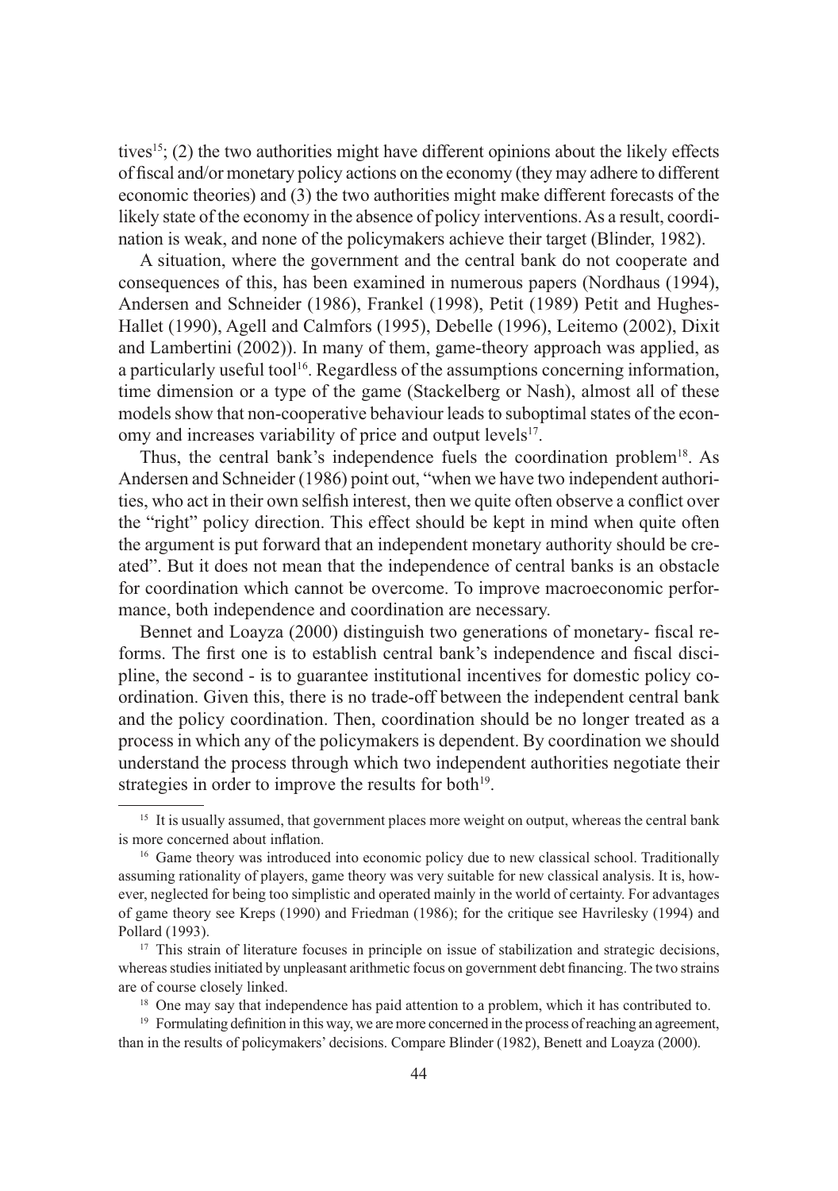tives[15]; (2) the two authorities might have different opinions about the likely effects of fiscal and/or monetary policy actions on the economy (they may adhere to different economic theories) and (3) the two authorities might make different forecasts of the likely state of the economy in the absence of policy interventions. As a result, coordination is weak, and none of the policymakers achieve their target (Blinder, 1982).

A situation, where the government and the central bank do not cooperate and consequences of this, has been examined in numerous papers (Nordhaus (1994), Andersen and Schneider (1986), Frankel (1998), Petit (1989) Petit and Hughes-Hallet (1990), Agell and Calmfors (1995), Debelle (1996), Leitemo (2002), Dixit and Lambertini (2002)). In many of them, game-theory approach was applied, as a particularly useful tool[16]. Regardless of the assumptions concerning information, time dimension or a type of the game (Stackelberg or Nash), almost all of these models show that non-cooperative behaviour leads to suboptimal states of the economy and increases variability of price and output levels[17].

Thus, the central bank's independence fuels the coordination problem[18]. As Andersen and Schneider (1986) point out, "when we have two independent authorities, who act in their own selfish interest, then we quite often observe a conflict over the "right" policy direction. This effect should be kept in mind when quite often the argument is put forward that an independent monetary authority should be created". But it does not mean that the independence of central banks is an obstacle for coordination which cannot be overcome. To improve macroeconomic performance, both independence and coordination are necessary.

Bennet and Loayza (2000) distinguish two generations of monetary- fiscal reforms. The first one is to establish central bank's independence and fiscal discipline, the second - is to guarantee institutional incentives for domestic policy coordination. Given this, there is no trade-off between the independent central bank and the policy coordination. Then, coordination should be no longer treated as a process in which any of the policymakers is dependent. By coordination we should understand the process through which two independent authorities negotiate their strategies in order to improve the results for both[19].

---

[15] It is usually assumed, that government places more weight on output, whereas the central bank is more concerned about inflation.

[16] Game theory was introduced into economic policy due to new classical school. Traditionally assuming rationality of players, game theory was very suitable for new classical analysis. It is, however, neglected for being too simplistic and operated mainly in the world of certainty. For advantages of game theory see Kreps (1990) and Friedman (1986); for the critique see Havrilesky (1994) and Pollard (1993).

[17] This strain of literature focuses in principle on issue of stabilization and strategic decisions, whereas studies initiated by unpleasant arithmetic focus on government debt financing. The two strains are of course closely linked.

[18] One may say that independence has paid attention to a problem, which it has contributed to.

[19] Formulating definition in this way, we are more concerned in the process of reaching an agreement, than in the results of policymakers' decisions. Compare Blinder (1982), Benett and Loayza (2000).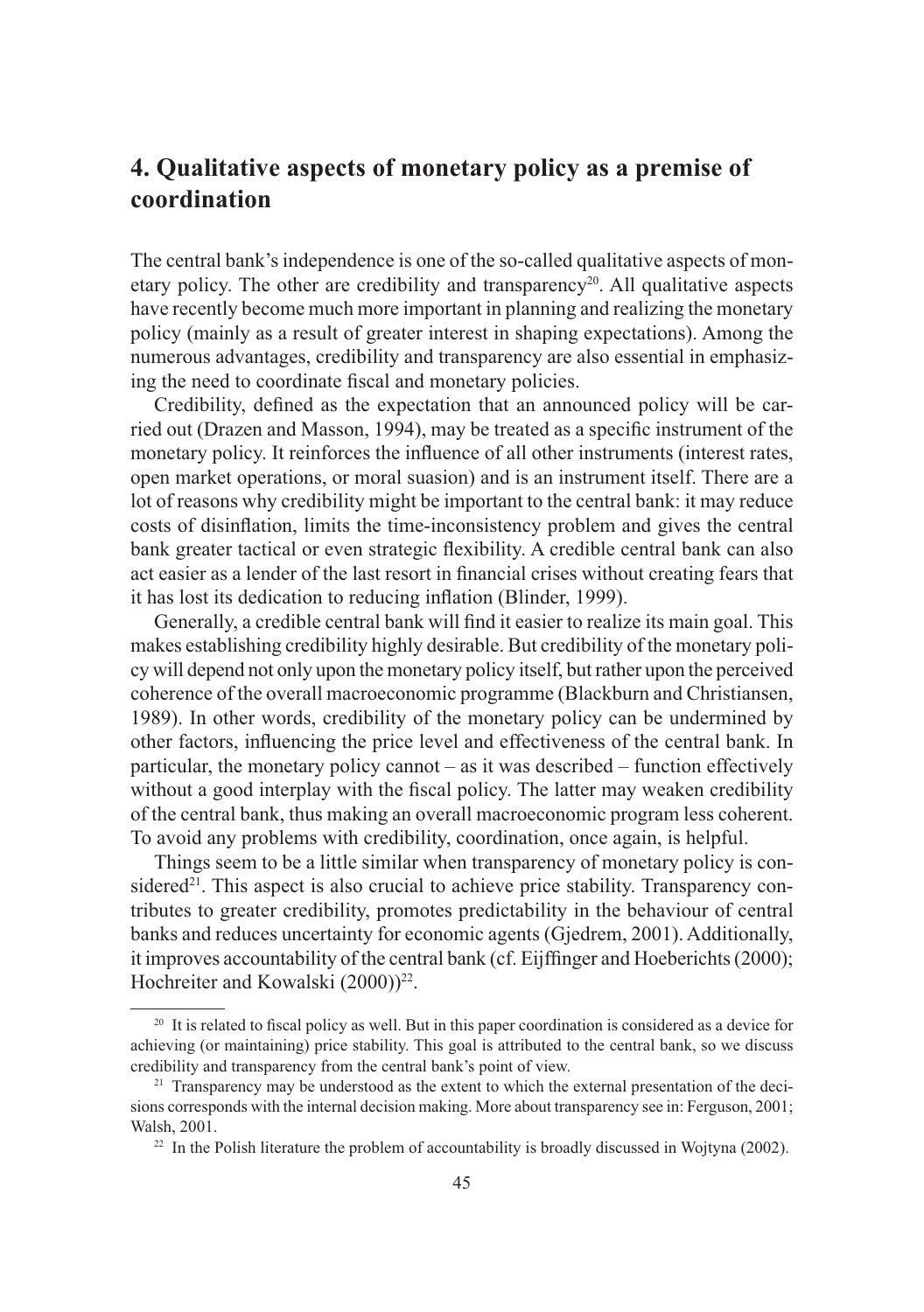## 4. Qualitative aspects of monetary policy as a premise of coordination

The central bank's independence is one of the so-called qualitative aspects of monetary policy. The other are credibility and transparency[20]. All qualitative aspects have recently become much more important in planning and realizing the monetary policy (mainly as a result of greater interest in shaping expectations). Among the numerous advantages, credibility and transparency are also essential in emphasizing the need to coordinate fiscal and monetary policies.

Credibility, defined as the expectation that an announced policy will be carried out (Drazen and Masson, 1994), may be treated as a specific instrument of the monetary policy. It reinforces the influence of all other instruments (interest rates, open market operations, or moral suasion) and is an instrument itself. There are a lot of reasons why credibility might be important to the central bank: it may reduce costs of disinflation, limits the time-inconsistency problem and gives the central bank greater tactical or even strategic flexibility. A credible central bank can also act easier as a lender of the last resort in financial crises without creating fears that it has lost its dedication to reducing inflation (Blinder, 1999).

Generally, a credible central bank will find it easier to realize its main goal. This makes establishing credibility highly desirable. But credibility of the monetary policy will depend not only upon the monetary policy itself, but rather upon the perceived coherence of the overall macroeconomic programme (Blackburn and Christiansen, 1989). In other words, credibility of the monetary policy can be undermined by other factors, influencing the price level and effectiveness of the central bank. In particular, the monetary policy cannot – as it was described – function effectively without a good interplay with the fiscal policy. The latter may weaken credibility of the central bank, thus making an overall macroeconomic program less coherent. To avoid any problems with credibility, coordination, once again, is helpful.

Things seem to be a little similar when transparency of monetary policy is considered[21]. This aspect is also crucial to achieve price stability. Transparency contributes to greater credibility, promotes predictability in the behaviour of central banks and reduces uncertainty for economic agents (Gjedrem, 2001). Additionally, it improves accountability of the central bank (cf. Eijffinger and Hoeberichts (2000); Hochreiter and Kowalski (2000))[22].

---

[20] It is related to fiscal policy as well. But in this paper coordination is considered as a device for achieving (or maintaining) price stability. This goal is attributed to the central bank, so we discuss credibility and transparency from the central bank's point of view.

[21] Transparency may be understood as the extent to which the external presentation of the decisions corresponds with the internal decision making. More about transparency see in: Ferguson, 2001; Walsh, 2001.

[22] In the Polish literature the problem of accountability is broadly discussed in Wojtyna (2002).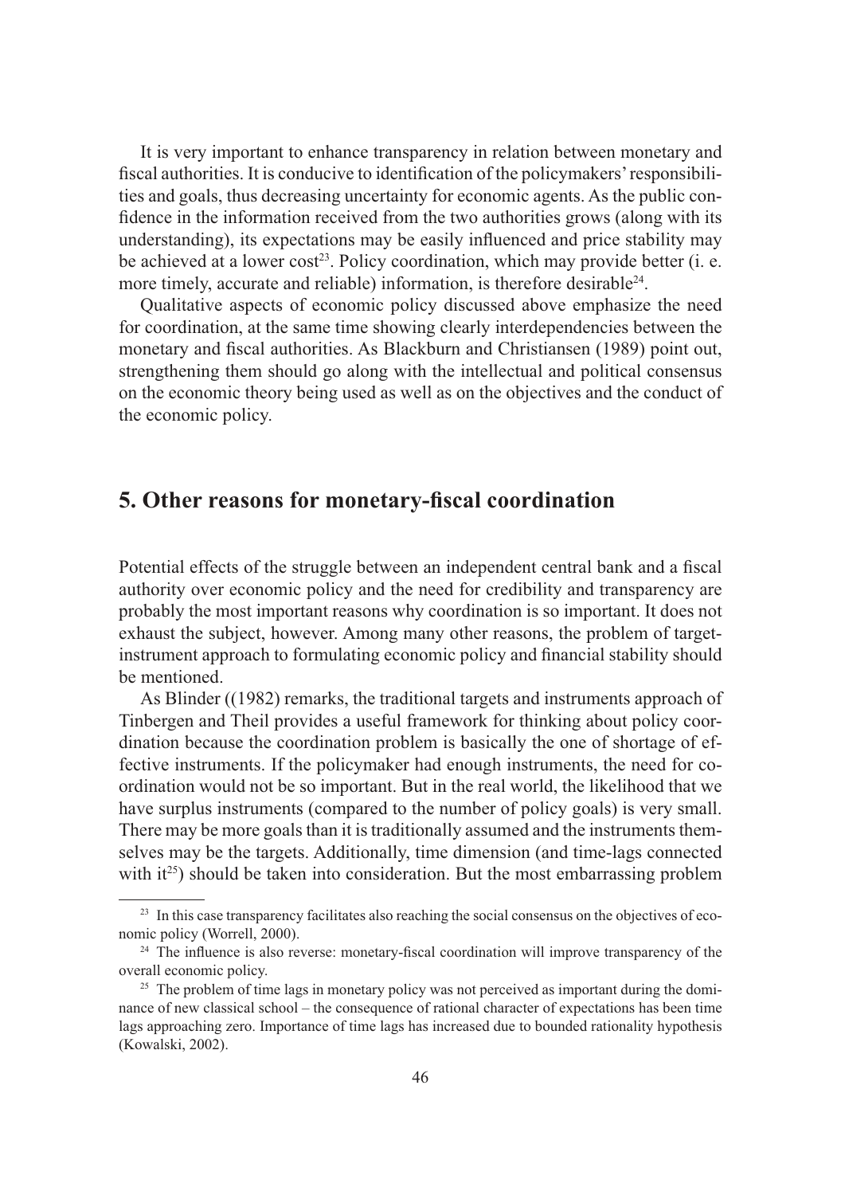It is very important to enhance transparency in relation between monetary and fiscal authorities. It is conducive to identification of the policymakers' responsibilities and goals, thus decreasing uncertainty for economic agents. As the public confidence in the information received from the two authorities grows (along with its understanding), its expectations may be easily influenced and price stability may be achieved at a lower cost[23]. Policy coordination, which may provide better (i. e. more timely, accurate and reliable) information, is therefore desirable[24].

Qualitative aspects of economic policy discussed above emphasize the need for coordination, at the same time showing clearly interdependencies between the monetary and fiscal authorities. As Blackburn and Christiansen (1989) point out, strengthening them should go along with the intellectual and political consensus on the economic theory being used as well as on the objectives and the conduct of the economic policy.

## 5. Other reasons for monetary-fiscal coordination

Potential effects of the struggle between an independent central bank and a fiscal authority over economic policy and the need for credibility and transparency are probably the most important reasons why coordination is so important. It does not exhaust the subject, however. Among many other reasons, the problem of target-instrument approach to formulating economic policy and financial stability should be mentioned.

As Blinder ((1982) remarks, the traditional targets and instruments approach of Tinbergen and Theil provides a useful framework for thinking about policy coordination because the coordination problem is basically the one of shortage of effective instruments. If the policymaker had enough instruments, the need for coordination would not be so important. But in the real world, the likelihood that we have surplus instruments (compared to the number of policy goals) is very small. There may be more goals than it is traditionally assumed and the instruments themselves may be the targets. Additionally, time dimension (and time-lags connected with it[25]) should be taken into consideration. But the most embarrassing problem

---

[23] In this case transparency facilitates also reaching the social consensus on the objectives of economic policy (Worrell, 2000).

[24] The influence is also reverse: monetary-fiscal coordination will improve transparency of the overall economic policy.

[25] The problem of time lags in monetary policy was not perceived as important during the dominance of new classical school – the consequence of rational character of expectations has been time lags approaching zero. Importance of time lags has increased due to bounded rationality hypothesis (Kowalski, 2002).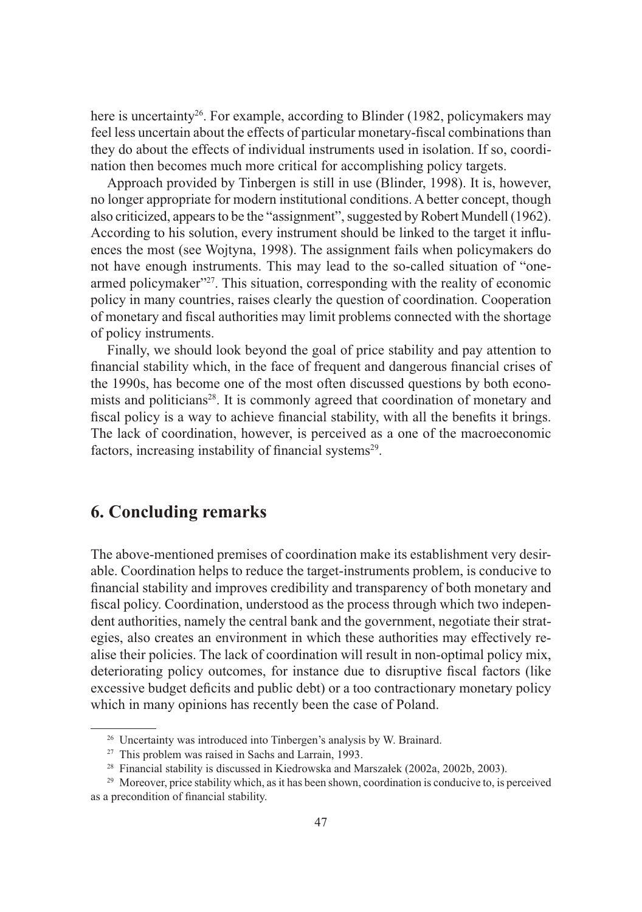here is uncertainty[26]. For example, according to Blinder (1982, policymakers may feel less uncertain about the effects of particular monetary-fiscal combinations than they do about the effects of individual instruments used in isolation. If so, coordination then becomes much more critical for accomplishing policy targets.

Approach provided by Tinbergen is still in use (Blinder, 1998). It is, however, no longer appropriate for modern institutional conditions. A better concept, though also criticized, appears to be the "assignment", suggested by Robert Mundell (1962). According to his solution, every instrument should be linked to the target it influences the most (see Wojtyna, 1998). The assignment fails when policymakers do not have enough instruments. This may lead to the so-called situation of "one-armed policymaker"[27]. This situation, corresponding with the reality of economic policy in many countries, raises clearly the question of coordination. Cooperation of monetary and fiscal authorities may limit problems connected with the shortage of policy instruments.

Finally, we should look beyond the goal of price stability and pay attention to financial stability which, in the face of frequent and dangerous financial crises of the 1990s, has become one of the most often discussed questions by both economists and politicians[28]. It is commonly agreed that coordination of monetary and fiscal policy is a way to achieve financial stability, with all the benefits it brings. The lack of coordination, however, is perceived as a one of the macroeconomic factors, increasing instability of financial systems[29].

## 6. Concluding remarks

The above-mentioned premises of coordination make its establishment very desirable. Coordination helps to reduce the target-instruments problem, is conducive to financial stability and improves credibility and transparency of both monetary and fiscal policy. Coordination, understood as the process through which two independent authorities, namely the central bank and the government, negotiate their strategies, also creates an environment in which these authorities may effectively realise their policies. The lack of coordination will result in non-optimal policy mix, deteriorating policy outcomes, for instance due to disruptive fiscal factors (like excessive budget deficits and public debt) or a too contractionary monetary policy which in many opinions has recently been the case of Poland.

---

[26] Uncertainty was introduced into Tinbergen's analysis by W. Brainard.

[27] This problem was raised in Sachs and Larrain, 1993.

[28] Financial stability is discussed in Kiedrowska and Marszałek (2002a, 2002b, 2003).

[29] Moreover, price stability which, as it has been shown, coordination is conducive to, is perceived as a precondition of financial stability.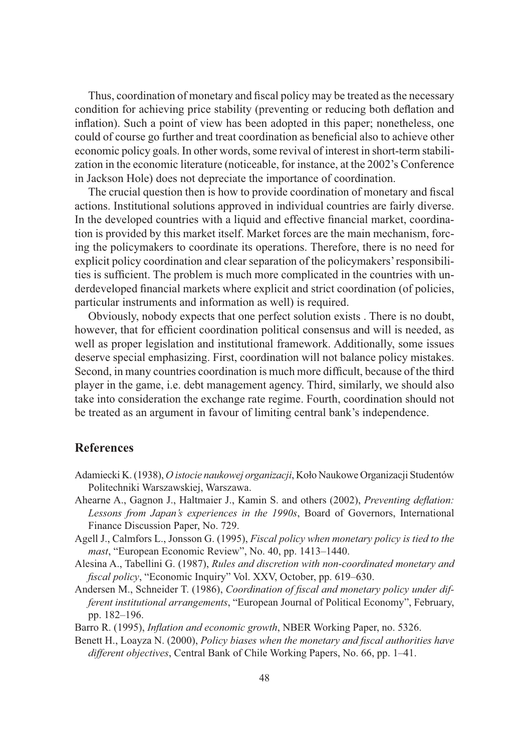Thus, coordination of monetary and fiscal policy may be treated as the necessary condition for achieving price stability (preventing or reducing both deflation and inflation). Such a point of view has been adopted in this paper; nonetheless, one could of course go further and treat coordination as beneficial also to achieve other economic policy goals. In other words, some revival of interest in short-term stabilization in the economic literature (noticeable, for instance, at the 2002's Conference in Jackson Hole) does not depreciate the importance of coordination.

The crucial question then is how to provide coordination of monetary and fiscal actions. Institutional solutions approved in individual countries are fairly diverse. In the developed countries with a liquid and effective financial market, coordination is provided by this market itself. Market forces are the main mechanism, forcing the policymakers to coordinate its operations. Therefore, there is no need for explicit policy coordination and clear separation of the policymakers' responsibilities is sufficient. The problem is much more complicated in the countries with underdeveloped financial markets where explicit and strict coordination (of policies, particular instruments and information as well) is required.

Obviously, nobody expects that one perfect solution exists . There is no doubt, however, that for efficient coordination political consensus and will is needed, as well as proper legislation and institutional framework. Additionally, some issues deserve special emphasizing. First, coordination will not balance policy mistakes. Second, in many countries coordination is much more difficult, because of the third player in the game, i.e. debt management agency. Third, similarly, we should also take into consideration the exchange rate regime. Fourth, coordination should not be treated as an argument in favour of limiting central bank's independence.

## References

Adamiecki K. (1938), *O istocie naukowej organizacji*, Koło Naukowe Organizacji Studentów Politechniki Warszawskiej, Warszawa.

Ahearne A., Gagnon J., Haltmaier J., Kamin S. and others (2002), *Preventing deflation: Lessons from Japan's experiences in the 1990s*, Board of Governors, International Finance Discussion Paper, No. 729.

Agell J., Calmfors L., Jonsson G. (1995), *Fiscal policy when monetary policy is tied to the mast*, "European Economic Review", No. 40, pp. 1413–1440.

Alesina A., Tabellini G. (1987), *Rules and discretion with non-coordinated monetary and fiscal policy*, "Economic Inquiry" Vol. XXV, October, pp. 619–630.

Andersen M., Schneider T. (1986), *Coordination of fiscal and monetary policy under different institutional arrangements*, "European Journal of Political Economy", February, pp. 182–196.

Barro R. (1995), *Inflation and economic growth*, NBER Working Paper, no. 5326.

Benett H., Loayza N. (2000), *Policy biases when the monetary and fiscal authorities have different objectives*, Central Bank of Chile Working Papers, No. 66, pp. 1–41.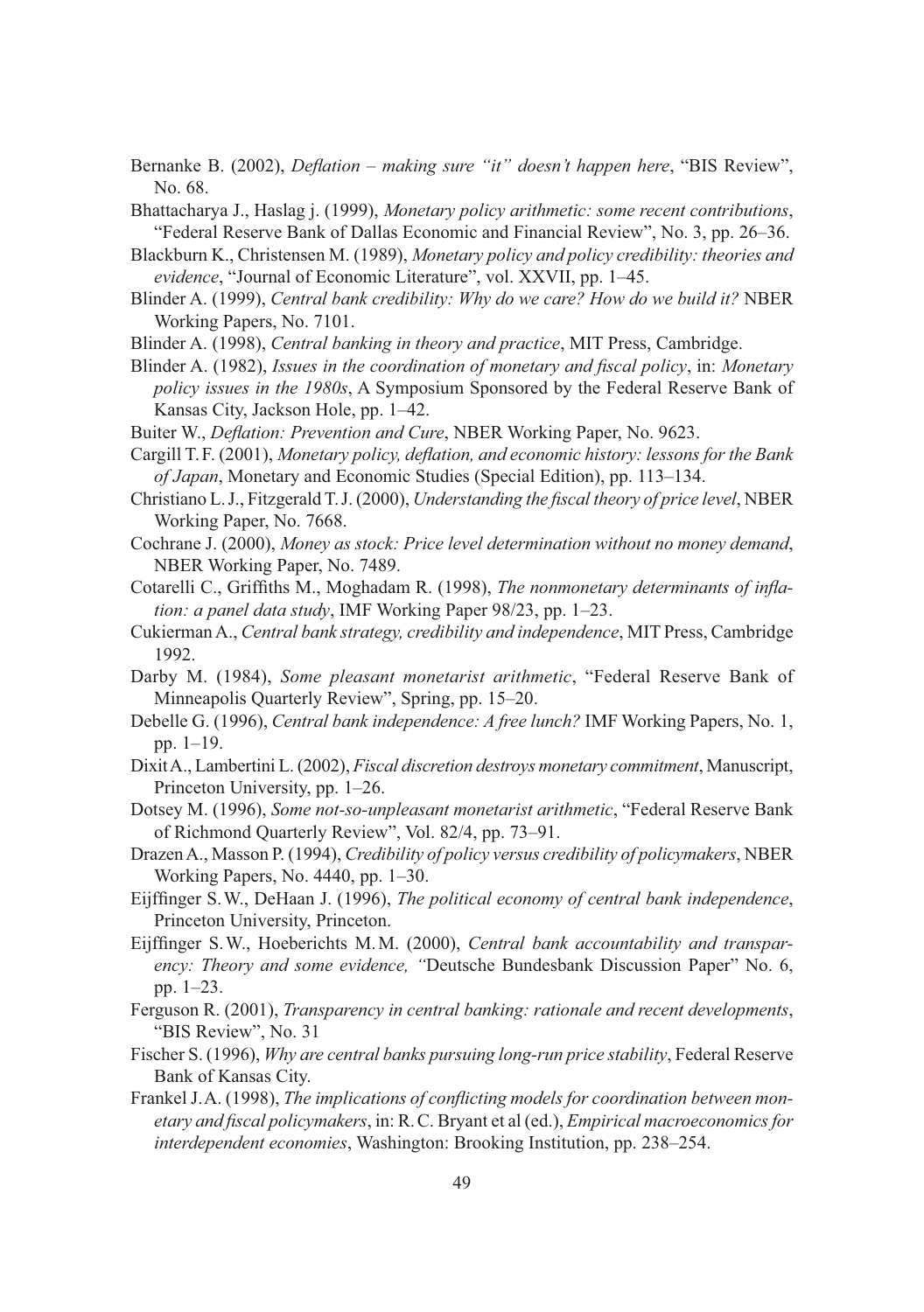Bernanke B. (2002), *Deflation – making sure "it" doesn't happen here*, "BIS Review", No. 68.

Bhattacharya J., Haslag j. (1999), *Monetary policy arithmetic: some recent contributions*, "Federal Reserve Bank of Dallas Economic and Financial Review", No. 3, pp. 26–36.

Blackburn K., Christensen M. (1989), *Monetary policy and policy credibility: theories and evidence*, "Journal of Economic Literature", vol. XXVII, pp. 1–45.

Blinder A. (1999), *Central bank credibility: Why do we care? How do we build it?* NBER Working Papers, No. 7101.

Blinder A. (1998), *Central banking in theory and practice*, MIT Press, Cambridge.

Blinder A. (1982), *Issues in the coordination of monetary and fiscal policy*, in: *Monetary policy issues in the 1980s*, A Symposium Sponsored by the Federal Reserve Bank of Kansas City, Jackson Hole, pp. 1–42.

Buiter W., *Deflation: Prevention and Cure*, NBER Working Paper, No. 9623.

Cargill T. F. (2001), *Monetary policy, deflation, and economic history: lessons for the Bank of Japan*, Monetary and Economic Studies (Special Edition), pp. 113–134.

Christiano L. J., Fitzgerald T. J. (2000), *Understanding the fiscal theory of price level*, NBER Working Paper, No. 7668.

Cochrane J. (2000), *Money as stock: Price level determination without no money demand*, NBER Working Paper, No. 7489.

Cotarelli C., Griffiths M., Moghadam R. (1998), *The nonmonetary determinants of inflation: a panel data study*, IMF Working Paper 98/23, pp. 1–23.

Cukierman A., *Central bank strategy, credibility and independence*, MIT Press, Cambridge 1992.

Darby M. (1984), *Some pleasant monetarist arithmetic*, "Federal Reserve Bank of Minneapolis Quarterly Review", Spring, pp. 15–20.

Debelle G. (1996), *Central bank independence: A free lunch?* IMF Working Papers, No. 1, pp. 1–19.

Dixit A., Lambertini L. (2002), *Fiscal discretion destroys monetary commitment*, Manuscript, Princeton University, pp. 1–26.

Dotsey M. (1996), *Some not-so-unpleasant monetarist arithmetic*, "Federal Reserve Bank of Richmond Quarterly Review", Vol. 82/4, pp. 73–91.

Drazen A., Masson P. (1994), *Credibility of policy versus credibility of policymakers*, NBER Working Papers, No. 4440, pp. 1–30.

Eijffinger S. W., DeHaan J. (1996), *The political economy of central bank independence*, Princeton University, Princeton.

Eijffinger S. W., Hoeberichts M. M. (2000), *Central bank accountability and transparency: Theory and some evidence, "*Deutsche Bundesbank Discussion Paper" No. 6, pp. 1–23.

Ferguson R. (2001), *Transparency in central banking: rationale and recent developments*, "BIS Review", No. 31

Fischer S. (1996), *Why are central banks pursuing long-run price stability*, Federal Reserve Bank of Kansas City.

Frankel J. A. (1998), *The implications of conflicting models for coordination between monetary and fiscal policymakers*, in: R. C. Bryant et al (ed.), *Empirical macroeconomics for interdependent economies*, Washington: Brooking Institution, pp. 238–254.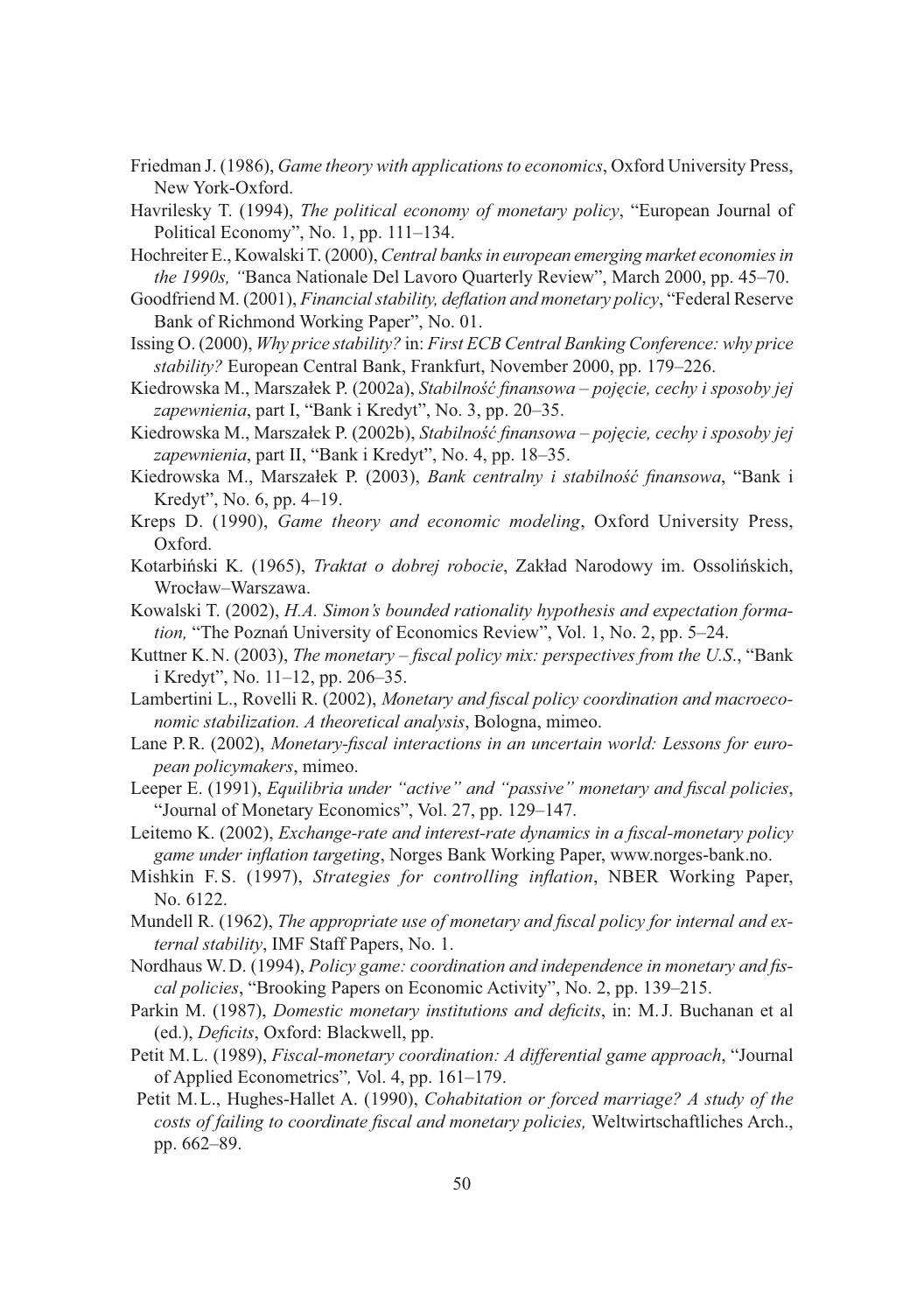Friedman J. (1986), *Game theory with applications to economics*, Oxford University Press, New York-Oxford.

Havrilesky T. (1994), *The political economy of monetary policy*, "European Journal of Political Economy", No. 1, pp. 111–134.

Hochreiter E., Kowalski T. (2000), *Central banks in european emerging market economies in the 1990s, "*Banca Nationale Del Lavoro Quarterly Review", March 2000, pp. 45–70.

Goodfriend M. (2001), *Financial stability, deflation and monetary policy*, "Federal Reserve Bank of Richmond Working Paper", No. 01.

Issing O. (2000), *Why price stability?* in: *First ECB Central Banking Conference: why price stability?* European Central Bank, Frankfurt, November 2000, pp. 179–226.

Kiedrowska M., Marszałek P. (2002a), *Stabilność finansowa – pojęcie, cechy i sposoby jej zapewnienia*, part I, "Bank i Kredyt", No. 3, pp. 20–35.

Kiedrowska M., Marszałek P. (2002b), *Stabilność finansowa – pojęcie, cechy i sposoby jej zapewnienia*, part II, "Bank i Kredyt", No. 4, pp. 18–35.

Kiedrowska M., Marszałek P. (2003), *Bank centralny i stabilność finansowa*, "Bank i Kredyt", No. 6, pp. 4–19.

Kreps D. (1990), *Game theory and economic modeling*, Oxford University Press, Oxford.

Kotarbiński K. (1965), *Traktat o dobrej robocie*, Zakład Narodowy im. Ossolińskich, Wrocław–Warszawa.

Kowalski T. (2002), *H.A. Simon's bounded rationality hypothesis and expectation formation,* "The Poznań University of Economics Review", Vol. 1, No. 2, pp. 5–24.

Kuttner K. N. (2003), *The monetary – fiscal policy mix: perspectives from the U.S.*, "Bank i Kredyt", No. 11–12, pp. 206–35.

Lambertini L., Rovelli R. (2002), *Monetary and fiscal policy coordination and macroeconomic stabilization. A theoretical analysis*, Bologna, mimeo.

Lane P. R. (2002), *Monetary-fiscal interactions in an uncertain world: Lessons for european policymakers*, mimeo.

Leeper E. (1991), *Equilibria under "active" and "passive" monetary and fiscal policies*, "Journal of Monetary Economics", Vol. 27, pp. 129–147.

Leitemo K. (2002), *Exchange-rate and interest-rate dynamics in a fiscal-monetary policy game under inflation targeting*, Norges Bank Working Paper, www.norges-bank.no.

Mishkin F. S. (1997), *Strategies for controlling inflation*, NBER Working Paper, No. 6122.

Mundell R. (1962), *The appropriate use of monetary and fiscal policy for internal and external stability*, IMF Staff Papers, No. 1.

Nordhaus W. D. (1994), *Policy game: coordination and independence in monetary and fiscal policies*, "Brooking Papers on Economic Activity", No. 2, pp. 139–215.

Parkin M. (1987), *Domestic monetary institutions and deficits*, in: M. J. Buchanan et al (ed.), *Deficits*, Oxford: Blackwell, pp.

Petit M. L. (1989), *Fiscal-monetary coordination: A differential game approach*, "Journal of Applied Econometrics"*,* Vol. 4, pp. 161–179.

Petit M. L., Hughes-Hallet A. (1990), *Cohabitation or forced marriage? A study of the costs of failing to coordinate fiscal and monetary policies,* Weltwirtschaftliches Arch., pp. 662–89.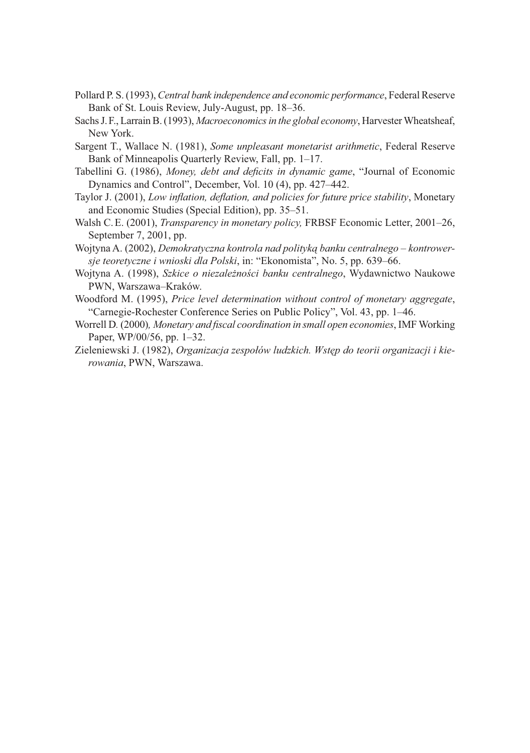Pollard P. S. (1993), *Central bank independence and economic performance*, Federal Reserve Bank of St. Louis Review, July-August, pp. 18–36.

Sachs J. F., Larrain B. (1993), *Macroeconomics in the global economy*, Harvester Wheatsheaf, New York.

Sargent T., Wallace N. (1981), *Some unpleasant monetarist arithmetic*, Federal Reserve Bank of Minneapolis Quarterly Review, Fall, pp. 1–17.

Tabellini G. (1986), *Money, debt and deficits in dynamic game*, "Journal of Economic Dynamics and Control", December, Vol. 10 (4), pp. 427–442.

Taylor J. (2001), *Low inflation, deflation, and policies for future price stability*, Monetary and Economic Studies (Special Edition), pp. 35–51.

Walsh C. E. (2001), *Transparency in monetary policy,* FRBSF Economic Letter, 2001–26, September 7, 2001, pp.

Wojtyna A. (2002), *Demokratyczna kontrola nad polityką banku centralnego – kontrowersje teoretyczne i wnioski dla Polski*, in: "Ekonomista", No. 5, pp. 639–66.

Wojtyna A. (1998), *Szkice o niezależności banku centralnego*, Wydawnictwo Naukowe PWN, Warszawa–Kraków.

Woodford M. (1995), *Price level determination without control of monetary aggregate*, "Carnegie-Rochester Conference Series on Public Policy", Vol. 43, pp. 1–46.

Worrell D. (2000)*, Monetary and fiscal coordination in small open economies*, IMF Working Paper, WP/00/56, pp. 1–32.

Zieleniewski J. (1982), *Organizacja zespołów ludzkich. Wstęp do teorii organizacji i kierowania*, PWN, Warszawa.